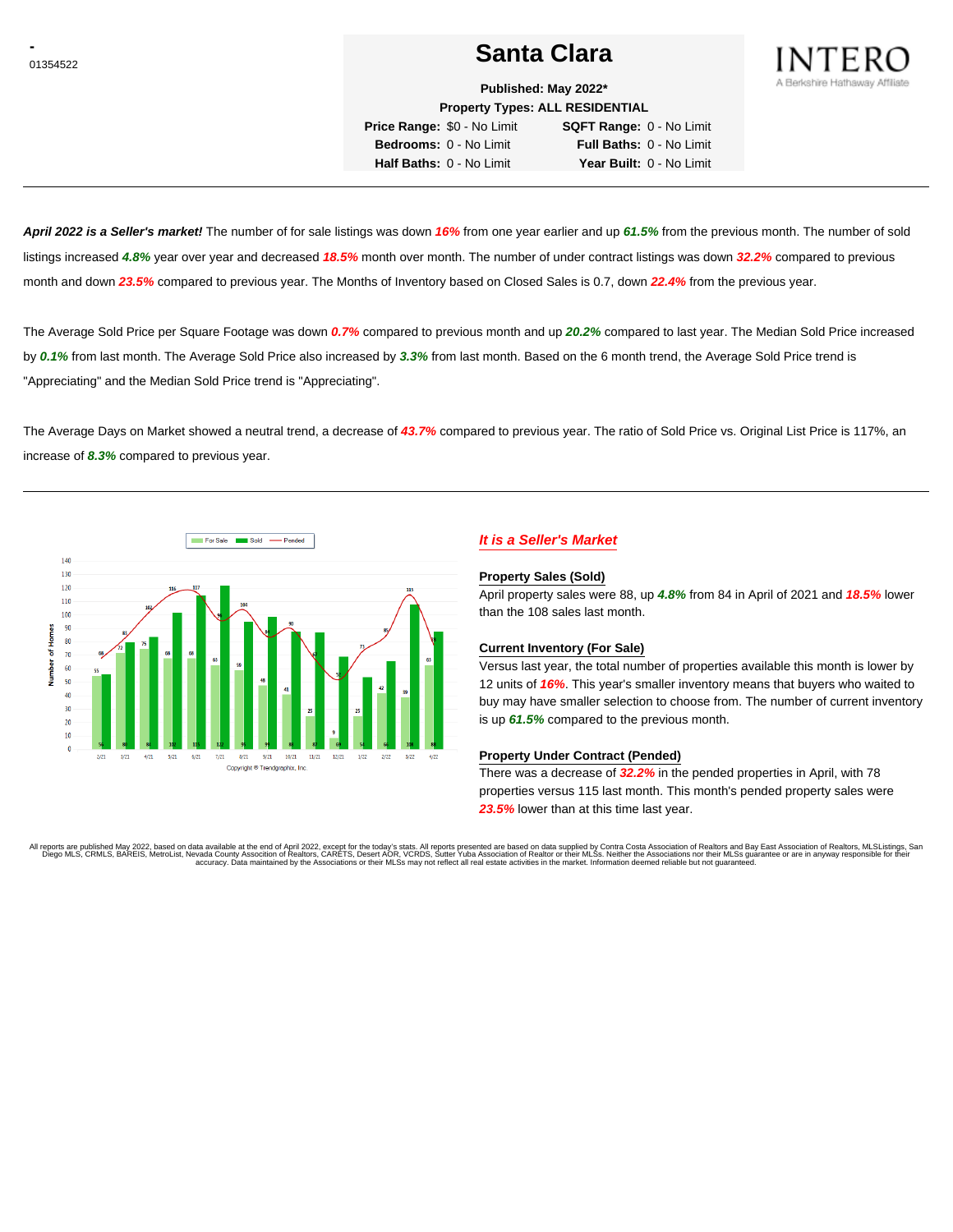-
01354522

# Santa Clara

INTERO
A Berkshire Hathaway Affiliate

**Published: May 2022***
**Property Types: ALL RESIDENTIAL**

| | | | |
|---|---|---|---|
| **Price Range:** | $0 - No Limit | **SQFT Range:** | 0 - No Limit |
| **Bedrooms:** | 0 - No Limit | **Full Baths:** | 0 - No Limit |
| **Half Baths:** | 0 - No Limit | **Year Built:** | 0 - No Limit |

***April 2022 is a Seller's market!*** The number of for sale listings was down ***16%*** from one year earlier and up ***61.5%*** from the previous month. The number of sold listings increased ***4.8%*** year over year and decreased ***18.5%*** month over month. The number of under contract listings was down ***32.2%*** compared to previous month and down ***23.5%*** compared to previous year. The Months of Inventory based on Closed Sales is 0.7, down ***22.4%*** from the previous year.

The Average Sold Price per Square Footage was down ***0.7%*** compared to previous month and up ***20.2%*** compared to last year. The Median Sold Price increased by ***0.1%*** from last month. The Average Sold Price also increased by ***3.3%*** from last month. Based on the 6 month trend, the Average Sold Price trend is "Appreciating" and the Median Sold Price trend is "Appreciating".

The Average Days on Market showed a neutral trend, a decrease of ***43.7%*** compared to previous year. The ratio of Sold Price vs. Original List Price is 117%, an increase of ***8.3%*** compared to previous year.

## *It is a Seller's Market*

**Property Sales (Sold)**

April property sales were 88, up ***4.8%*** from 84 in April of 2021 and ***18.5%*** lower than the 108 sales last month.

**Current Inventory (For Sale)**

Versus last year, the total number of properties available this month is lower by 12 units of ***16%***. This year's smaller inventory means that buyers who waited to buy may have smaller selection to choose from. The number of current inventory is up ***61.5%*** compared to the previous month.

**Property Under Contract (Pended)**

There was a decrease of ***32.2%*** in the pended properties in April, with 78 properties versus 115 last month. This month's pended property sales were ***23.5%*** lower than at this time last year.

All reports are published May 2022, based on data available at the end of April 2022, except for the today's stats. All reports presented are based on data supplied by Contra Costa Association of Realtors and Bay East Association of Realtors, MLSListings, San Diego MLS, CRMLS, BAREIS, MetroList, Nevada County Association of Realtors, CARETS, Desert AOR, VCRDS, Sutter Yuba Association of Realtor or their MLSs. Neither the Associations nor their MLSs guarantee or are in anyway responsible for their accuracy. Data maintained by the Associations or their MLSs may not reflect all real estate activities in the market. Information deemed reliable but not guaranteed.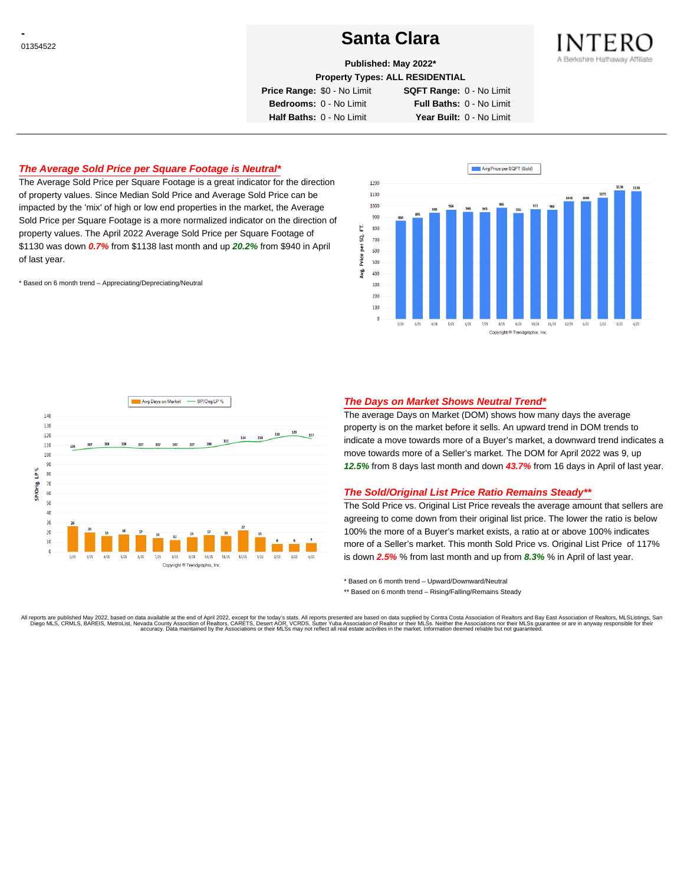-
01354522

# Santa Clara

**Published: May 2022***

**Property Types: ALL RESIDENTIAL**

**Price Range:** $0 - No Limit **SQFT Range:** 0 - No Limit
**Bedrooms:** 0 - No Limit **Full Baths:** 0 - No Limit
**Half Baths:** 0 - No Limit **Year Built:** 0 - No Limit

INTERO
A Berkshire Hathaway Affiliate

## *The Average Sold Price per Square Footage is Neutral**

The Average Sold Price per Square Footage is a great indicator for the direction of property values. Since Median Sold Price and Average Sold Price can be impacted by the 'mix' of high or low end properties in the market, the Average Sold Price per Square Footage is a more normalized indicator on the direction of property values. The April 2022 Average Sold Price per Square Footage of $1130 was down ***0.7%*** from $1138 last month and up ***20.2%*** from $940 in April of last year.

\* Based on 6 month trend – Appreciating/Depreciating/Neutral

| Month | Avg Price per SQFT (Sold) |
|---|---|
| 2/21 | 866 |
| 3/21 | 895 |
| 4/21 | 940 |
| 5/21 | 968 |
| 6/21 | 948 |
| 7/21 | 945 |
| 8/21 | 985 |
| 9/21 | 936 |
| 10/21 | 973 |
| 11/21 | 966 |
| 12/21 | 1041 |
| 1/22 | 1040 |
| 2/22 | 1075 |
| 3/22 | 1138 |
| 4/22 | 1130 |

Copyright © Trendgraphix, Inc.

| Month | Avg Days on Market | SP/Orig LP % |
|---|---|---|
| 2/21 | 26 | 105 |
| 3/21 | 20 | 107 |
| 4/21 | 16 | 108 |
| 5/21 | 18 | 108 |
| 6/21 | 17 | 107 |
| 7/21 | 14 | 107 |
| 8/21 | 12 | 107 |
| 9/21 | 15 | 107 |
| 10/21 | 17 | 108 |
| 11/21 | 16 | 111 |
| 12/21 | 22 | 114 |
| 1/22 | 15 | 114 |
| 2/22 | 8 | 118 |
| 3/22 | 8 | 120 |
| 4/22 | 9 | 117 |

Copyright © Trendgraphix, Inc.

## *The Days on Market Shows Neutral Trend**

The average Days on Market (DOM) shows how many days the average property is on the market before it sells. An upward trend in DOM trends to indicate a move towards more of a Buyer's market, a downward trend indicates a move towards more of a Seller's market. The DOM for April 2022 was 9, up ***12.5%*** from 8 days last month and down ***43.7%*** from 16 days in April of last year.

## *The Sold/Original List Price Ratio Remains Steady***

The Sold Price vs. Original List Price reveals the average amount that sellers are agreeing to come down from their original list price. The lower the ratio is below 100% the more of a Buyer's market exists, a ratio at or above 100% indicates more of a Seller's market. This month Sold Price vs. Original List Price of 117% is down ***2.5%*** % from last month and up from ***8.3%*** % in April of last year.

\* Based on 6 month trend – Upward/Downward/Neutral

\*\* Based on 6 month trend – Rising/Falling/Remains Steady

All reports are published May 2022, based on data available at the end of April 2022, except for the today's stats. All reports presented are based on data supplied by Contra Costa Association of Realtors and Bay East Association of Realtors, MLSListings, San Diego MLS, CRMLS, BAREIS, MetroList, Nevada County Association of Realtors, CARETS, Desert AOR, VCRDS, Sutter Yuba Association of Realtor or their MLSs. Neither the Associations nor their MLSs guarantee or are in anyway responsible for their accuracy. Data maintained by the Associations or their MLSs may not reflect all real estate activities in the market. Information deemed reliable but not guaranteed.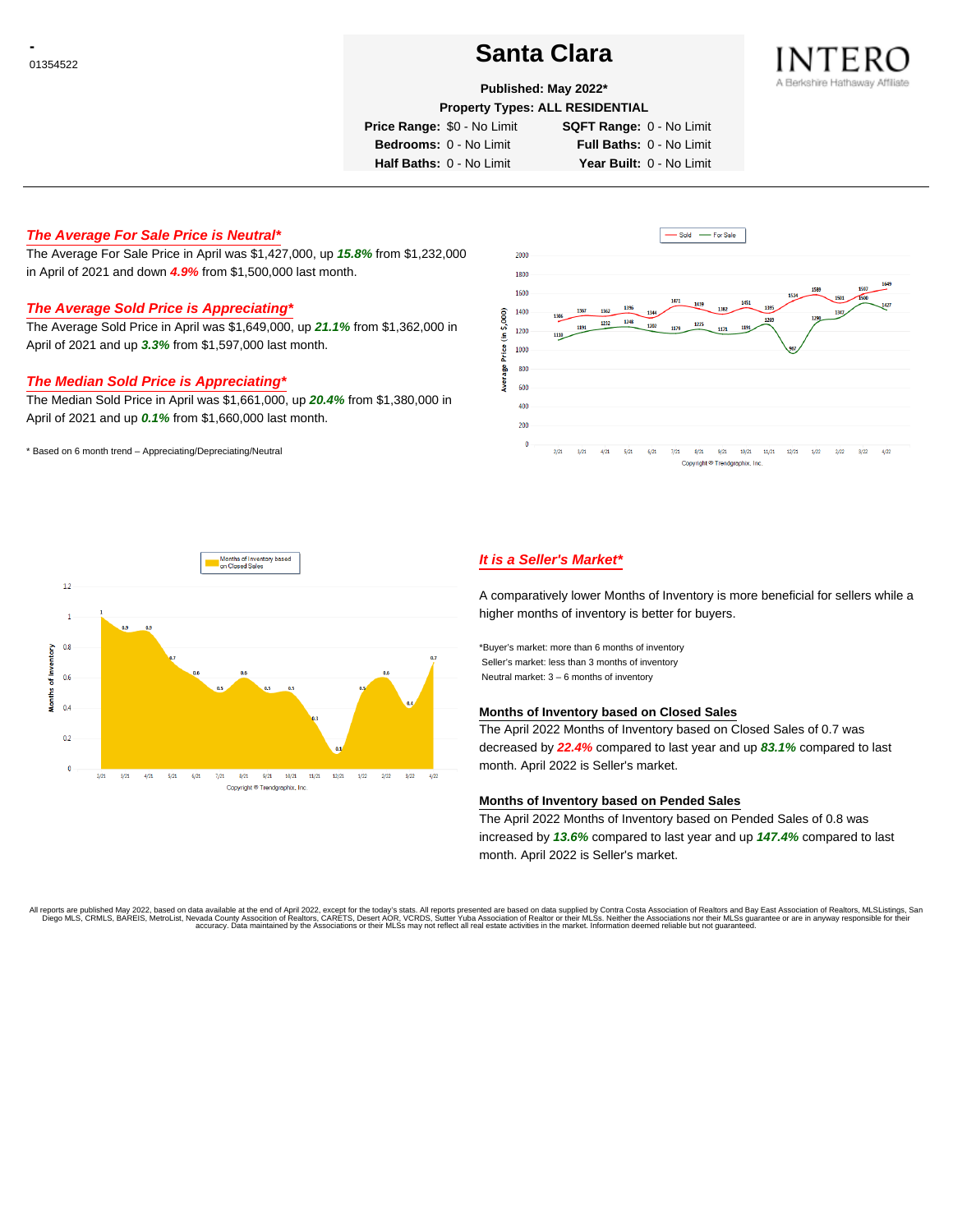-
01354522

# Santa Clara

**Published: May 2022***

**Property Types: ALL RESIDENTIAL**

| | | | |
|---|---|---|---|
| **Price Range:** | $0 - No Limit | **SQFT Range:** | 0 - No Limit |
| **Bedrooms:** | 0 - No Limit | **Full Baths:** | 0 - No Limit |
| **Half Baths:** | 0 - No Limit | **Year Built:** | 0 - No Limit |

INTERO
A Berkshire Hathaway Affiliate

## *The Average For Sale Price is Neutral**

The Average For Sale Price in April was $1,427,000, up ***15.8%*** from $1,232,000 in April of 2021 and down ***4.9%*** from $1,500,000 last month.

## *The Average Sold Price is Appreciating**

The Average Sold Price in April was $1,649,000, up ***21.1%*** from $1,362,000 in April of 2021 and up ***3.3%*** from $1,597,000 last month.

## *The Median Sold Price is Appreciating**

The Median Sold Price in April was $1,661,000, up ***20.4%*** from $1,380,000 in April of 2021 and up ***0.1%*** from $1,660,000 last month.

* Based on 6 month trend – Appreciating/Depreciating/Neutral

## *It is a Seller's Market**

A comparatively lower Months of Inventory is more beneficial for sellers while a higher months of inventory is better for buyers.

*Buyer's market: more than 6 months of inventory
Seller's market: less than 3 months of inventory
Neutral market: 3 – 6 months of inventory

### Months of Inventory based on Closed Sales

The April 2022 Months of Inventory based on Closed Sales of 0.7 was decreased by ***22.4%*** compared to last year and up ***83.1%*** compared to last month. April 2022 is Seller's market.

### Months of Inventory based on Pended Sales

The April 2022 Months of Inventory based on Pended Sales of 0.8 was increased by ***13.6%*** compared to last year and up ***147.4%*** compared to last month. April 2022 is Seller's market.

All reports are published May 2022, based on data available at the end of April 2022, except for the today's stats. All reports presented are based on data supplied by Contra Costa Association of Realtors and Bay East Association of Realtors, MLSListings, San Diego MLS, CRMLS, BAREIS, MetroList, Nevada County Association of Realtors, CARETS, Desert AOR, VCRDS, Sutter Yuba Association of Realtor or their MLSs. Neither the Associations nor their MLSs guarantee or are in anyway responsible for their accuracy. Data maintained by the Associations or their MLSs may not reflect all real estate activities in the market. Information deemed reliable but not guaranteed.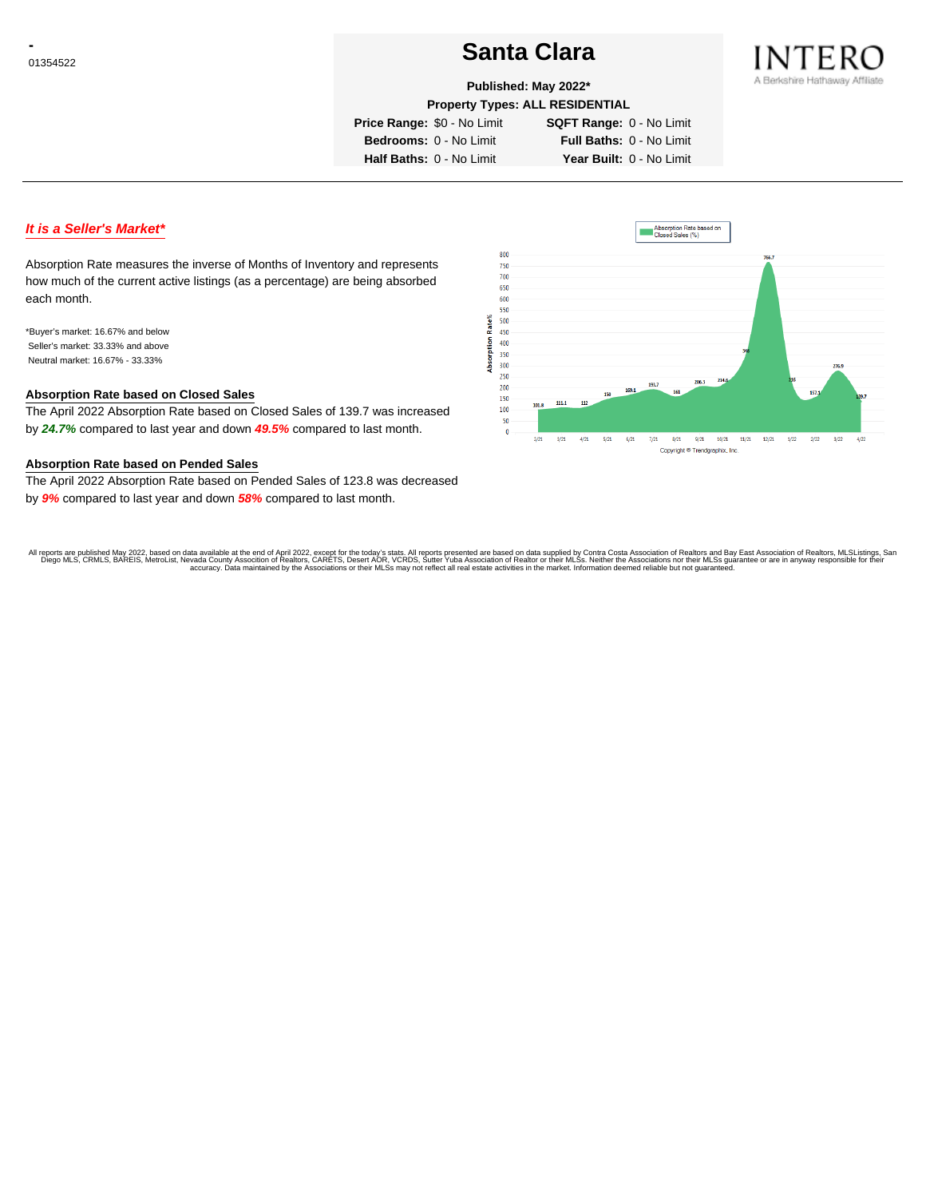-
01354522

# Santa Clara

**Published: May 2022***

**Property Types: ALL RESIDENTIAL**

**Price Range:** $0 - No Limit  **SQFT Range:** 0 - No Limit
**Bedrooms:** 0 - No Limit  **Full Baths:** 0 - No Limit
**Half Baths:** 0 - No Limit  **Year Built:** 0 - No Limit

INTERO
A Berkshire Hathaway Affiliate

***It is a Seller's Market****

Absorption Rate measures the inverse of Months of Inventory and represents how much of the current active listings (as a percentage) are being absorbed each month.

*Buyer's market: 16.67% and below
Seller's market: 33.33% and above
Neutral market: 16.67% - 33.33%

**Absorption Rate based on Closed Sales**

The April 2022 Absorption Rate based on Closed Sales of 139.7 was increased by ***24.7%*** compared to last year and down ***49.5%*** compared to last month.

**Absorption Rate based on Pended Sales**

The April 2022 Absorption Rate based on Pended Sales of 123.8 was decreased by ***9%*** compared to last year and down ***58%*** compared to last month.

Absorption Rate based on Closed Sales (%)

Absorption Rate%

0
50
100
150
200
250
300
350
400
450
500
550
600
650
700
750
800

101.8
111.1
112
150
169.1
191.7
161
206.1
214.6
346
766.7
316
157.1
276.9
139.7

2/21
3/21
4/21
5/21
6/21
7/21
8/21
9/21
10/21
11/21
12/21
1/22
2/22
3/22
4/22

Copyright © Trendgraphix, Inc.

All reports are published May 2022, based on data available at the end of April 2022, except for the today's stats. All reports presented are based on data supplied by Contra Costa Association of Realtors and Bay East Association of Realtors, MLSListings, San Diego MLS, CRMLS, BAREIS, MetroList, Nevada County Association of Realtors, CARETS, Desert AOR, VCRDS, Sutter Yuba Association of Realtor or their MLSs. Neither the Associations nor their MLSs guarantee or are in anyway responsible for their accuracy. Data maintained by the Associations or their MLSs may not reflect all real estate activities in the market. Information deemed reliable but not guaranteed.